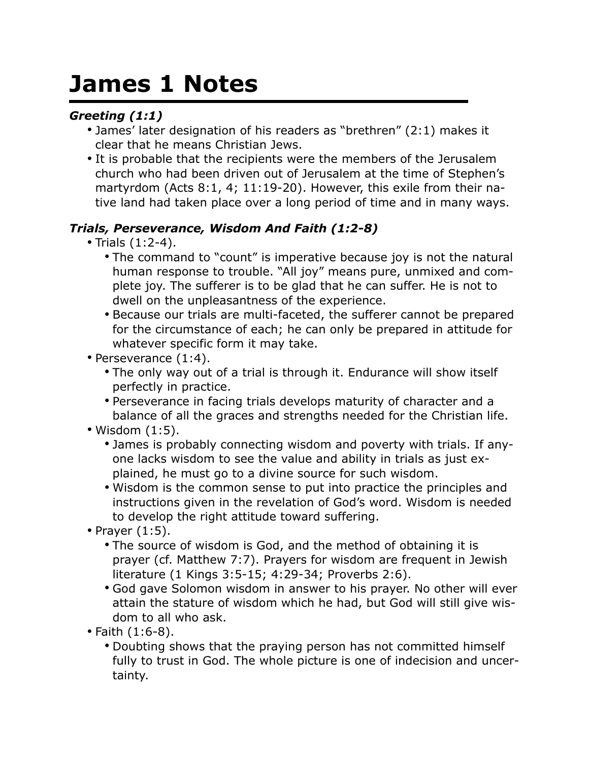# James 1 Notes

***Greeting (1:1)***

- James' later designation of his readers as "brethren" (2:1) makes it clear that he means Christian Jews.
- It is probable that the recipients were the members of the Jerusalem church who had been driven out of Jerusalem at the time of Stephen's martyrdom (Acts 8:1, 4; 11:19-20). However, this exile from their native land had taken place over a long period of time and in many ways.

***Trials, Perseverance, Wisdom And Faith (1:2-8)***

- Trials (1:2-4).
  - The command to "count" is imperative because joy is not the natural human response to trouble. "All joy" means pure, unmixed and complete joy. The sufferer is to be glad that he can suffer. He is not to dwell on the unpleasantness of the experience.
  - Because our trials are multi-faceted, the sufferer cannot be prepared for the circumstance of each; he can only be prepared in attitude for whatever specific form it may take.
- Perseverance (1:4).
  - The only way out of a trial is through it. Endurance will show itself perfectly in practice.
  - Perseverance in facing trials develops maturity of character and a balance of all the graces and strengths needed for the Christian life.
- Wisdom (1:5).
  - James is probably connecting wisdom and poverty with trials. If anyone lacks wisdom to see the value and ability in trials as just explained, he must go to a divine source for such wisdom.
  - Wisdom is the common sense to put into practice the principles and instructions given in the revelation of God's word. Wisdom is needed to develop the right attitude toward suffering.
- Prayer (1:5).
  - The source of wisdom is God, and the method of obtaining it is prayer (cf. Matthew 7:7). Prayers for wisdom are frequent in Jewish literature (1 Kings 3:5-15; 4:29-34; Proverbs 2:6).
  - God gave Solomon wisdom in answer to his prayer. No other will ever attain the stature of wisdom which he had, but God will still give wisdom to all who ask.
- Faith (1:6-8).
  - Doubting shows that the praying person has not committed himself fully to trust in God. The whole picture is one of indecision and uncertainty.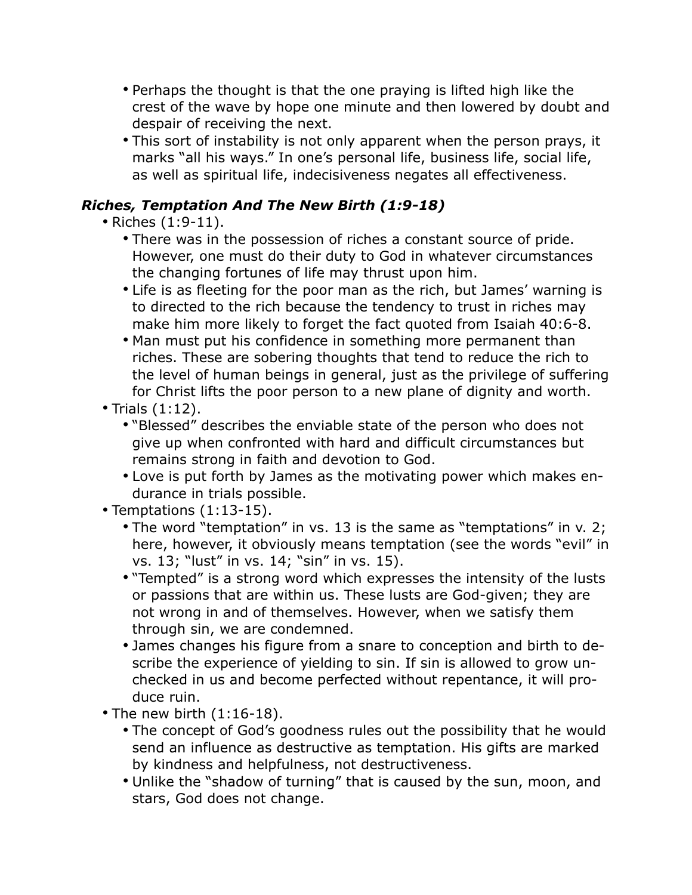- Perhaps the thought is that the one praying is lifted high like the crest of the wave by hope one minute and then lowered by doubt and despair of receiving the next.
- This sort of instability is not only apparent when the person prays, it marks "all his ways." In one's personal life, business life, social life, as well as spiritual life, indecisiveness negates all effectiveness.

### ***Riches, Temptation And The New Birth (1:9-18)***

- Riches (1:9-11).
  - There was in the possession of riches a constant source of pride. However, one must do their duty to God in whatever circumstances the changing fortunes of life may thrust upon him.
  - Life is as fleeting for the poor man as the rich, but James' warning is to directed to the rich because the tendency to trust in riches may make him more likely to forget the fact quoted from Isaiah 40:6-8.
  - Man must put his confidence in something more permanent than riches. These are sobering thoughts that tend to reduce the rich to the level of human beings in general, just as the privilege of suffering for Christ lifts the poor person to a new plane of dignity and worth.
- Trials (1:12).
  - "Blessed" describes the enviable state of the person who does not give up when confronted with hard and difficult circumstances but remains strong in faith and devotion to God.
  - Love is put forth by James as the motivating power which makes endurance in trials possible.
- Temptations (1:13-15).
  - The word "temptation" in vs. 13 is the same as "temptations" in v. 2; here, however, it obviously means temptation (see the words "evil" in vs. 13; "lust" in vs. 14; "sin" in vs. 15).
  - "Tempted" is a strong word which expresses the intensity of the lusts or passions that are within us. These lusts are God-given; they are not wrong in and of themselves. However, when we satisfy them through sin, we are condemned.
  - James changes his figure from a snare to conception and birth to describe the experience of yielding to sin. If sin is allowed to grow unchecked in us and become perfected without repentance, it will produce ruin.
- The new birth (1:16-18).
  - The concept of God's goodness rules out the possibility that he would send an influence as destructive as temptation. His gifts are marked by kindness and helpfulness, not destructiveness.
  - Unlike the "shadow of turning" that is caused by the sun, moon, and stars, God does not change.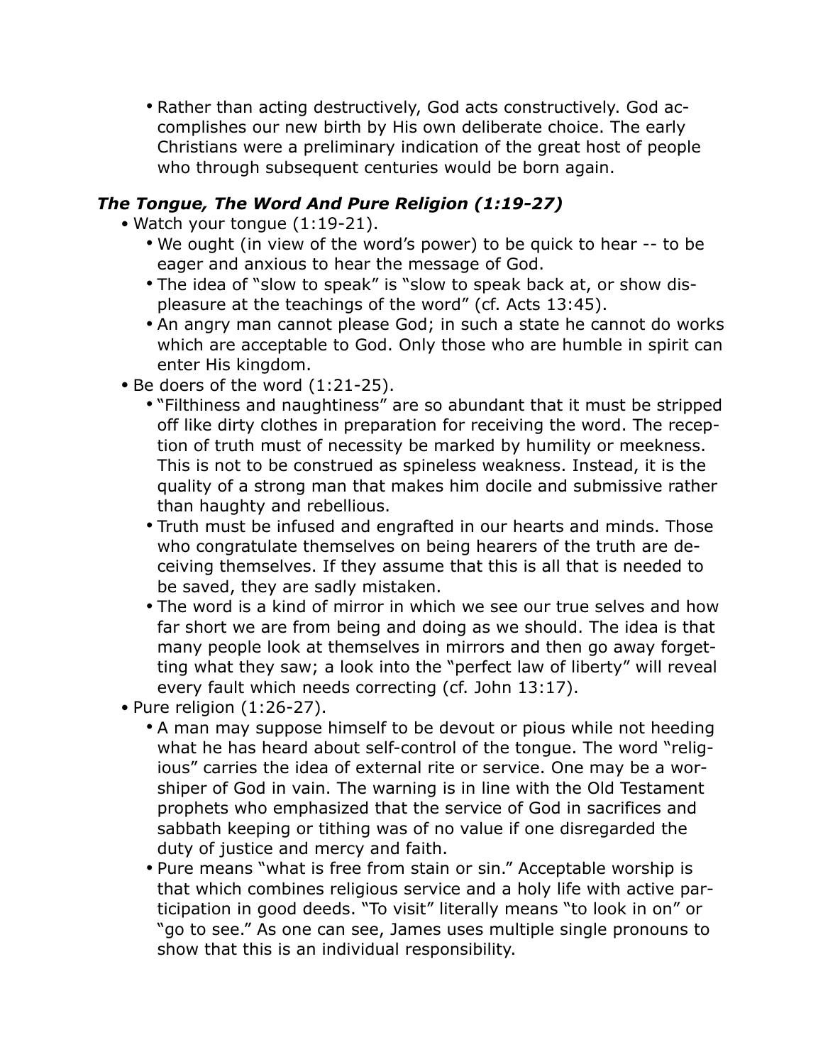- Rather than acting destructively, God acts constructively. God accomplishes our new birth by His own deliberate choice. The early Christians were a preliminary indication of the great host of people who through subsequent centuries would be born again.

### *The Tongue, The Word And Pure Religion (1:19-27)*

- Watch your tongue (1:19-21).
    - We ought (in view of the word's power) to be quick to hear -- to be eager and anxious to hear the message of God.
    - The idea of "slow to speak" is "slow to speak back at, or show displeasure at the teachings of the word" (cf. Acts 13:45).
    - An angry man cannot please God; in such a state he cannot do works which are acceptable to God. Only those who are humble in spirit can enter His kingdom.
- Be doers of the word (1:21-25).
    - "Filthiness and naughtiness" are so abundant that it must be stripped off like dirty clothes in preparation for receiving the word. The reception of truth must of necessity be marked by humility or meekness. This is not to be construed as spineless weakness. Instead, it is the quality of a strong man that makes him docile and submissive rather than haughty and rebellious.
    - Truth must be infused and engrafted in our hearts and minds. Those who congratulate themselves on being hearers of the truth are deceiving themselves. If they assume that this is all that is needed to be saved, they are sadly mistaken.
    - The word is a kind of mirror in which we see our true selves and how far short we are from being and doing as we should. The idea is that many people look at themselves in mirrors and then go away forgetting what they saw; a look into the "perfect law of liberty" will reveal every fault which needs correcting (cf. John 13:17).
- Pure religion (1:26-27).
    - A man may suppose himself to be devout or pious while not heeding what he has heard about self-control of the tongue. The word "religious" carries the idea of external rite or service. One may be a worshiper of God in vain. The warning is in line with the Old Testament prophets who emphasized that the service of God in sacrifices and sabbath keeping or tithing was of no value if one disregarded the duty of justice and mercy and faith.
    - Pure means "what is free from stain or sin." Acceptable worship is that which combines religious service and a holy life with active participation in good deeds. "To visit" literally means "to look in on" or "go to see." As one can see, James uses multiple single pronouns to show that this is an individual responsibility.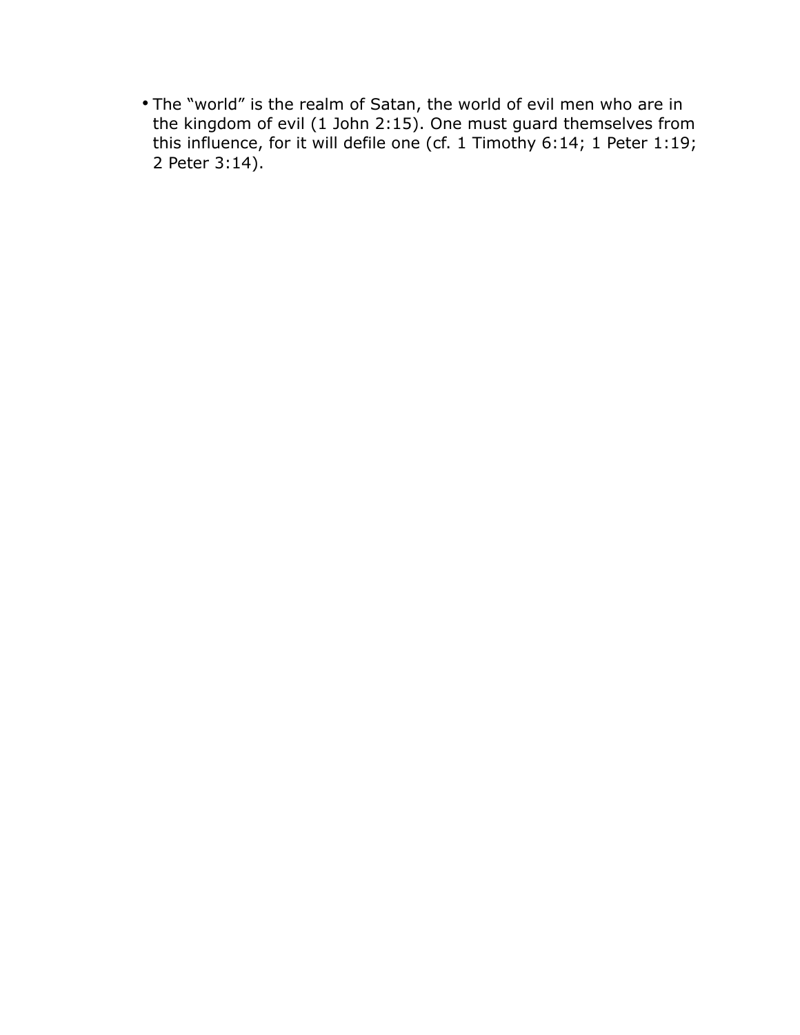- The “world” is the realm of Satan, the world of evil men who are in the kingdom of evil (1 John 2:15). One must guard themselves from this influence, for it will defile one (cf. 1 Timothy 6:14; 1 Peter 1:19; 2 Peter 3:14).